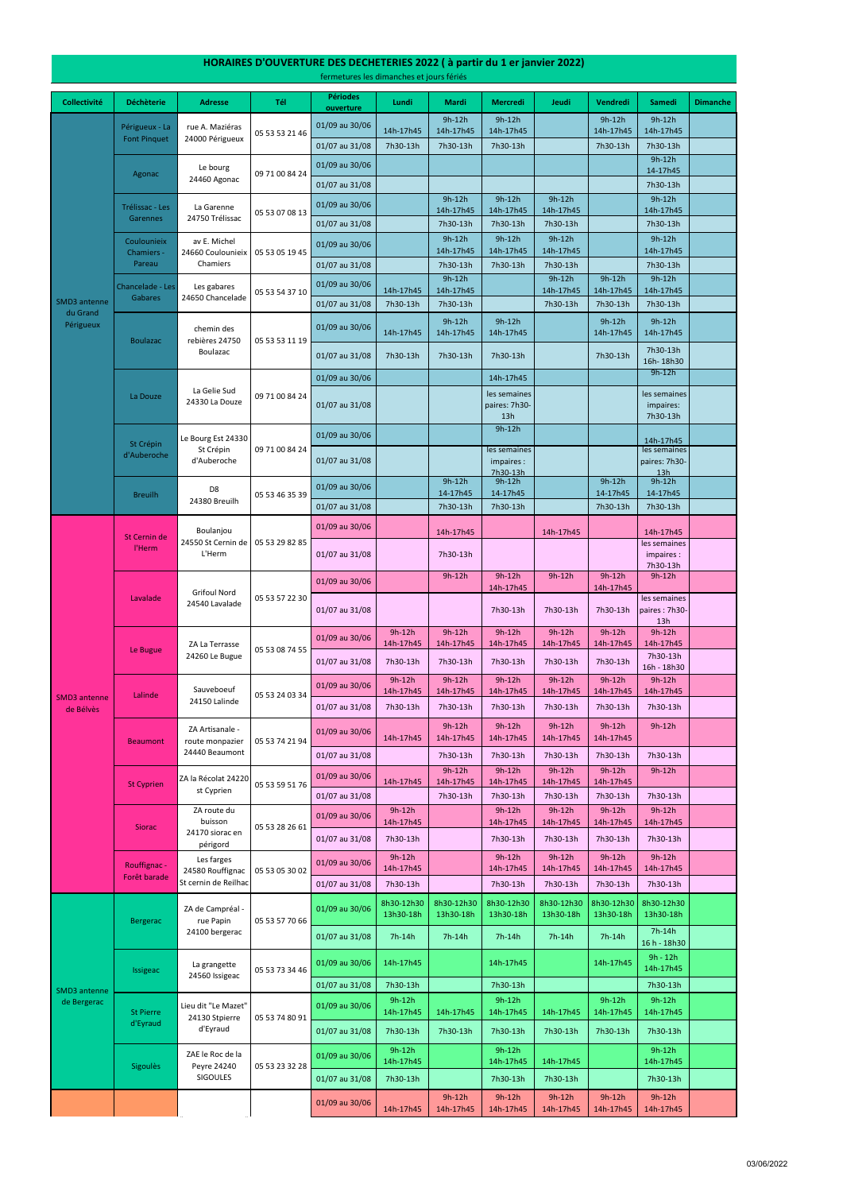# HORAIRES D'OUVERTURE DES DECHETERIES 2022 ( à partir du 1 er janvier 2022)

fermetures les dimanches et jours fériés

| Collectivité | Déchèterie | Adresse | Tél | Périodes ouverture | Lundi | Mardi | Mercredi | Jeudi | Vendredi | Samedi | Dimanche |
|---|---|---|---|---|---|---|---|---|---|---|---|
| SMD3 antenne du Grand Périgueux | Périgueux - La Font Pinquet | rue A. Maziéras 24000 Périgueux | 05 53 53 21 46 | 01/09 au 30/06 | 14h-17h45 | 9h-12h 14h-17h45 | 9h-12h 14h-17h45 | | 9h-12h 14h-17h45 | 9h-12h 14h-17h45 | |
| | | | | 01/07 au 31/08 | 7h30-13h | 7h30-13h | 7h30-13h | | 7h30-13h | 7h30-13h | |
| | Agonac | Le bourg 24460 Agonac | 09 71 00 84 24 | 01/09 au 30/06 | | | | | | 9h-12h 14-17h45 | |
| | | | | 01/07 au 31/08 | | | | | | 7h30-13h | |
| | Trélissac - Les Garennes | La Garenne 24750 Trélissac | 05 53 07 08 13 | 01/09 au 30/06 | | 9h-12h 14h-17h45 | 9h-12h 14h-17h45 | 9h-12h 14h-17h45 | | 9h-12h 14h-17h45 | |
| | | | | 01/07 au 31/08 | | 7h30-13h | 7h30-13h | 7h30-13h | | 7h30-13h | |
| | Coulounieix Chamiers - Pareau | av E. Michel 24660 Coulounieix Chamiers | 05 53 05 19 45 | 01/09 au 30/06 | | 9h-12h 14h-17h45 | 9h-12h 14h-17h45 | 9h-12h 14h-17h45 | | 9h-12h 14h-17h45 | |
| | | | | 01/07 au 31/08 | | 7h30-13h | 7h30-13h | 7h30-13h | | 7h30-13h | |
| | Chancelade - Les Gabares | Les gabares 24650 Chancelade | 05 53 54 37 10 | 01/09 au 30/06 | 14h-17h45 | 9h-12h 14h-17h45 | | 9h-12h 14h-17h45 | 9h-12h 14h-17h45 | 9h-12h 14h-17h45 | |
| | | | | 01/07 au 31/08 | 7h30-13h | 7h30-13h | | 7h30-13h | 7h30-13h | 7h30-13h | |
| | Boulazac | chemin des rebières 24750 Boulazac | 05 53 53 11 19 | 01/09 au 30/06 | 14h-17h45 | 9h-12h 14h-17h45 | 9h-12h 14h-17h45 | | 9h-12h 14h-17h45 | 9h-12h 14h-17h45 | |
| | | | | 01/07 au 31/08 | 7h30-13h | 7h30-13h | 7h30-13h | | 7h30-13h | 7h30-13h 16h- 18h30 | |
| | La Douze | La Gelie Sud 24330 La Douze | 09 71 00 84 24 | 01/09 au 30/06 | | | 14h-17h45 | | | 9h-12h | |
| | | | | 01/07 au 31/08 | | | les semaines paires: 7h30-13h | | | les semaines impaires: 7h30-13h | |
| | St Crépin d'Auberoche | Le Bourg Est 24330 St Crépin d'Auberoche | 09 71 00 84 24 | 01/09 au 30/06 | | | 9h-12h | | | 14h-17h45 | |
| | | | | 01/07 au 31/08 | | | les semaines impaires : 7h30-13h | | | les semaines paires: 7h30-13h | |
| | Breuilh | D8 24380 Breuilh | 05 53 46 35 39 | 01/09 au 30/06 | | 9h-12h 14-17h45 | 9h-12h 14-17h45 | | 9h-12h 14-17h45 | 9h-12h 14-17h45 | |
| | | | | 01/07 au 31/08 | | 7h30-13h | 7h30-13h | | 7h30-13h | 7h30-13h | |
| SMD3 antenne de Bélvès | St Cernin de l'Herm | Boulanjou 24550 St Cernin de L'Herm | 05 53 29 82 85 | 01/09 au 30/06 | | 14h-17h45 | | 14h-17h45 | | 14h-17h45 | |
| | | | | 01/07 au 31/08 | | 7h30-13h | | | | les semaines impaires : 7h30-13h | |
| | Lavalade | Grifoul Nord 24540 Lavalade | 05 53 57 22 30 | 01/09 au 30/06 | | 9h-12h | 9h-12h 14h-17h45 | 9h-12h | 9h-12h 14h-17h45 | 9h-12h | |
| | | | | 01/07 au 31/08 | | | 7h30-13h | 7h30-13h | 7h30-13h | les semaines paires : 7h30-13h | |
| | Le Bugue | ZA La Terrasse 24260 Le Bugue | 05 53 08 74 55 | 01/09 au 30/06 | 9h-12h 14h-17h45 | 9h-12h 14h-17h45 | 9h-12h 14h-17h45 | 9h-12h 14h-17h45 | 9h-12h 14h-17h45 | 9h-12h 14h-17h45 | |
| | | | | 01/07 au 31/08 | 7h30-13h | 7h30-13h | 7h30-13h | 7h30-13h | 7h30-13h | 7h30-13h 16h - 18h30 | |
| | Lalinde | Sauveboeuf 24150 Lalinde | 05 53 24 03 34 | 01/09 au 30/06 | 9h-12h 14h-17h45 | 9h-12h 14h-17h45 | 9h-12h 14h-17h45 | 9h-12h 14h-17h45 | 9h-12h 14h-17h45 | 9h-12h 14h-17h45 | |
| | | | | 01/07 au 31/08 | 7h30-13h | 7h30-13h | 7h30-13h | 7h30-13h | 7h30-13h | 7h30-13h | |
| | Beaumont | ZA Artisanale - route monpazier 24440 Beaumont | 05 53 74 21 94 | 01/09 au 30/06 | 14h-17h45 | 9h-12h 14h-17h45 | 9h-12h 14h-17h45 | 9h-12h 14h-17h45 | 9h-12h 14h-17h45 | 9h-12h | |
| | | | | 01/07 au 31/08 | | 7h30-13h | 7h30-13h | 7h30-13h | 7h30-13h | 7h30-13h | |
| | St Cyprien | ZA la Récolat 24220 st Cyprien | 05 53 59 51 76 | 01/09 au 30/06 | 14h-17h45 | 9h-12h 14h-17h45 | 9h-12h 14h-17h45 | 9h-12h 14h-17h45 | 9h-12h 14h-17h45 | 9h-12h | |
| | | | | 01/07 au 31/08 | | 7h30-13h | 7h30-13h | 7h30-13h | 7h30-13h | 7h30-13h | |
| | Siorac | ZA route du buisson 24170 siorac en périgord | 05 53 28 26 61 | 01/09 au 30/06 | 9h-12h 14h-17h45 | | 9h-12h 14h-17h45 | 9h-12h 14h-17h45 | 9h-12h 14h-17h45 | 9h-12h 14h-17h45 | |
| | | | | 01/07 au 31/08 | 7h30-13h | | 7h30-13h | 7h30-13h | 7h30-13h | 7h30-13h | |
| | Rouffignac - Forêt barade | Les farges 24580 Rouffignac St cernin de Reilhac | 05 53 05 30 02 | 01/09 au 30/06 | 9h-12h 14h-17h45 | | 9h-12h 14h-17h45 | 9h-12h 14h-17h45 | 9h-12h 14h-17h45 | 9h-12h 14h-17h45 | |
| | | | | 01/07 au 31/08 | 7h30-13h | | 7h30-13h | 7h30-13h | 7h30-13h | 7h30-13h | |
| SMD3 antenne de Bergerac | Bergerac | ZA de Campréal - rue Papin 24100 bergerac | 05 53 57 70 66 | 01/09 au 30/06 | 8h30-12h30 13h30-18h | 8h30-12h30 13h30-18h | 8h30-12h30 13h30-18h | 8h30-12h30 13h30-18h | 8h30-12h30 13h30-18h | 8h30-12h30 13h30-18h | |
| | | | | 01/07 au 31/08 | 7h-14h | 7h-14h | 7h-14h | 7h-14h | 7h-14h | 7h-14h 16 h - 18h30 | |
| | Issigeac | La grangette 24560 Issigeac | 05 53 73 34 46 | 01/09 au 30/06 | 14h-17h45 | | 14h-17h45 | | 14h-17h45 | 9h - 12h 14h-17h45 | |
| | | | | 01/07 au 31/08 | 7h30-13h | | 7h30-13h | | | 7h30-13h | |
| | St Pierre d'Eyraud | Lieu dit "le Mazet" 24130 Stpierre d'Eyraud | 05 53 74 80 91 | 01/09 au 30/06 | 9h-12h 14h-17h45 | 14h-17h45 | 9h-12h 14h-17h45 | 14h-17h45 | 9h-12h 14h-17h45 | 9h-12h 14h-17h45 | |
| | | | | 01/07 au 31/08 | 7h30-13h | 7h30-13h | 7h30-13h | 7h30-13h | 7h30-13h | 7h30-13h | |
| | Sigoulès | ZAE le Roc de la Peyre 24240 SIGOULES | 05 53 23 32 28 | 01/09 au 30/06 | 9h-12h 14h-17h45 | | 9h-12h 14h-17h45 | 14h-17h45 | | 9h-12h 14h-17h45 | |
| | | | | 01/07 au 31/08 | 7h30-13h | | 7h30-13h | 7h30-13h | | 7h30-13h | |
| | | | | 01/09 au 30/06 | 14h-17h45 | 9h-12h 14h-17h45 | 9h-12h 14h-17h45 | 9h-12h 14h-17h45 | 9h-12h 14h-17h45 | 9h-12h 14h-17h45 | |

03/06/2022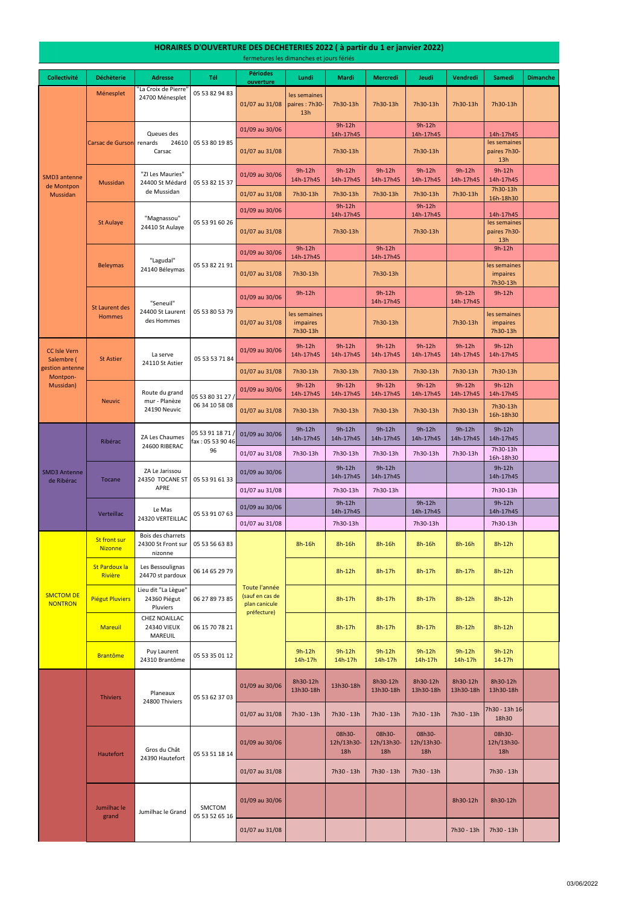# HORAIRES D'OUVERTURE DES DECHETERIES 2022 ( à partir du 1 er janvier 2022)

fermetures les dimanches et jours fériés

| Collectivité | Déchèterie | Adresse | Tél | Périodes ouverture | Lundi | Mardi | Mercredi | Jeudi | Vendredi | Samedi | Dimanche |
|---|---|---|---|---|---|---|---|---|---|---|---|
| SMD3 antenne de Montpon Mussidan | Ménesplet | "La Croix de Pierre" 24700 Ménesplet | 05 53 82 94 83 | 01/07 au 31/08 | les semaines paires : 7h30-13h | 7h30-13h | 7h30-13h | 7h30-13h | 7h30-13h | 7h30-13h | |
| | Carsac de Gurson | Queues des renards 24610 Carsac | 05 53 80 19 85 | 01/09 au 30/06 | | 9h-12h 14h-17h45 | | 9h-12h 14h-17h45 | | 14h-17h45 | |
| | | | | 01/07 au 31/08 | | 7h30-13h | | 7h30-13h | | les semaines paires 7h30-13h | |
| | Mussidan | "ZI Les Mauries" 24400 St Médard de Mussidan | 05 53 82 15 37 | 01/09 au 30/06 | 9h-12h 14h-17h45 | 9h-12h 14h-17h45 | 9h-12h 14h-17h45 | 9h-12h 14h-17h45 | 9h-12h 14h-17h45 | 9h-12h 14h-17h45 | |
| | | | | 01/07 au 31/08 | 7h30-13h | 7h30-13h | 7h30-13h | 7h30-13h | 7h30-13h | 7h30-13h 16h-18h30 | |
| | St Aulaye | "Magnassou" 24410 St Aulaye | 05 53 91 60 26 | 01/09 au 30/06 | | 9h-12h 14h-17h45 | | 9h-12h 14h-17h45 | | 14h-17h45 | |
| | | | | 01/07 au 31/08 | | 7h30-13h | | 7h30-13h | | les semaines paires 7h30-13h | |
| | Beleymas | "Lagudal" 24140 Béleymas | 05 53 82 21 91 | 01/09 au 30/06 | 9h-12h 14h-17h45 | | 9h-12h 14h-17h45 | | | 9h-12h | |
| | | | | 01/07 au 31/08 | 7h30-13h | | 7h30-13h | | | les semaines impaires 7h30-13h | |
| | St Laurent des Hommes | "Seneuil" 24400 St Laurent des Hommes | 05 53 80 53 79 | 01/09 au 30/06 | 9h-12h | | 9h-12h 14h-17h45 | | 9h-12h 14h-17h45 | 9h-12h | |
| | | | | 01/07 au 31/08 | les semaines impaires 7h30-13h | | 7h30-13h | | 7h30-13h | les semaines impaires 7h30-13h | |
| CC Isle Vern Salembre ( gestion antenne Montpon-Mussidan) | St Astier | La serve 24110 St Astier | 05 53 53 71 84 | 01/09 au 30/06 | 9h-12h 14h-17h45 | 9h-12h 14h-17h45 | 9h-12h 14h-17h45 | 9h-12h 14h-17h45 | 9h-12h 14h-17h45 | 9h-12h 14h-17h45 | |
| | | | | 01/07 au 31/08 | 7h30-13h | 7h30-13h | 7h30-13h | 7h30-13h | 7h30-13h | 7h30-13h | |
| | Neuvic | Route du grand mur - Planèze 24190 Neuvic | 05 53 80 31 27 / 06 34 10 58 08 | 01/09 au 30/06 | 9h-12h 14h-17h45 | 9h-12h 14h-17h45 | 9h-12h 14h-17h45 | 9h-12h 14h-17h45 | 9h-12h 14h-17h45 | 9h-12h 14h-17h45 | |
| | | | | 01/07 au 31/08 | 7h30-13h | 7h30-13h | 7h30-13h | 7h30-13h | 7h30-13h | 7h30-13h 16h-18h30 | |
| SMD3 Antenne de Ribérac | Ribérac | ZA Les Chaumes 24600 RIBERAC | 05 53 91 18 71 / fax : 05 53 90 46 96 | 01/09 au 30/06 | 9h-12h 14h-17h45 | 9h-12h 14h-17h45 | 9h-12h 14h-17h45 | 9h-12h 14h-17h45 | 9h-12h 14h-17h45 | 9h-12h 14h-17h45 | |
| | | | | 01/07 au 31/08 | 7h30-13h | 7h30-13h | 7h30-13h | 7h30-13h | 7h30-13h | 7h30-13h 16h-18h30 | |
| | Tocane | ZA Le Jarissou 24350 TOCANE ST APRE | 05 53 91 61 33 | 01/09 au 30/06 | | 9h-12h 14h-17h45 | 9h-12h 14h-17h45 | | | 9h-12h 14h-17h45 | |
| | | | | 01/07 au 31/08 | | 7h30-13h | 7h30-13h | | | 7h30-13h | |
| | Verteillac | Le Mas 24320 VERTEILLAC | 05 53 91 07 63 | 01/09 au 30/06 | | 9h-12h 14h-17h45 | | 9h-12h 14h-17h45 | | 9h-12h 14h-17h45 | |
| | | | | 01/07 au 31/08 | | 7h30-13h | | 7h30-13h | | 7h30-13h | |
| SMCTOM DE NONTRON | St front sur Nizonne | Bois des charrets 24300 St Front sur nizonne | 05 53 56 63 83 | Toute l'année (sauf en cas de plan canicule préfecture) | 8h-16h | 8h-16h | 8h-16h | 8h-16h | 8h-16h | 8h-12h | |
| | St Pardoux la Rivière | Les Bessoulignas 24470 st pardoux | 06 14 65 29 79 | | | 8h-12h | 8h-17h | 8h-17h | 8h-17h | 8h-12h | |
| | Piégut Pluviers | Lieu dit "La Lègue" 24360 Piégut Pluviers | 06 27 89 73 85 | | | 8h-17h | 8h-17h | 8h-17h | 8h-12h | 8h-12h | |
| | Mareuil | CHEZ NOAILLAC 24340 VIEUX MAREUIL | 06 15 70 78 21 | | | 8h-17h | 8h-17h | 8h-17h | 8h-12h | 8h-12h | |
| | Brantôme | Puy Laurent 24310 Brantôme | 05 53 35 01 12 | | 9h-12h 14h-17h | 9h-12h 14h-17h | 9h-12h 14h-17h | 9h-12h 14h-17h | 9h-12h 14h-17h | 9h-12h 14-17h | |
| | Thiviers | Planeaux 24800 Thiviers | 05 53 62 37 03 | 01/09 au 30/06 | 8h30-12h 13h30-18h | 13h30-18h | 8h30-12h 13h30-18h | 8h30-12h 13h30-18h | 8h30-12h 13h30-18h | 8h30-12h 13h30-18h | |
| | | | | 01/07 au 31/08 | 7h30 - 13h | 7h30 - 13h | 7h30 - 13h | 7h30 - 13h | 7h30 - 13h | 7h30 - 13h 16-18h30 | |
| | Hautefort | Gros du Chât 24390 Hautefort | 05 53 51 18 14 | 01/09 au 30/06 | | 08h30-12h/13h30-18h | 08h30-12h/13h30-18h | 08h30-12h/13h30-18h | | 08h30-12h/13h30-18h | |
| | | | | 01/07 au 31/08 | | 7h30 - 13h | 7h30 - 13h | 7h30 - 13h | | 7h30 - 13h | |
| | Jumilhac le grand | Jumilhac le Grand | SMCTOM 05 53 52 65 16 | 01/09 au 30/06 | | | | | 8h30-12h | 8h30-12h | |
| | | | | 01/07 au 31/08 | | | | | 7h30 - 13h | 7h30 - 13h | |

03/06/2022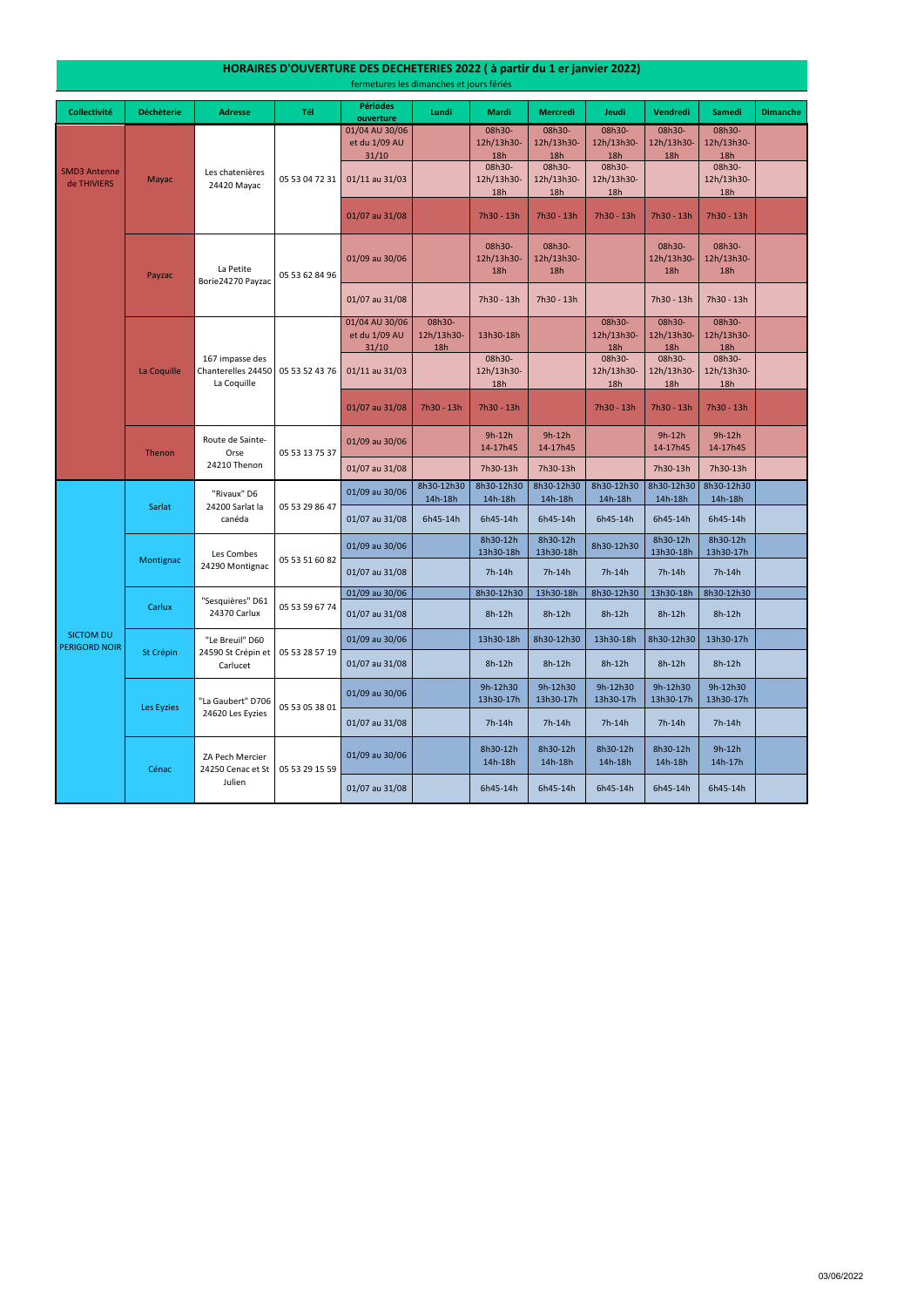# HORAIRES D'OUVERTURE DES DECHETERIES 2022 ( à partir du 1 er janvier 2022)

fermetures les dimanches et jours fériés

| Collectivité | Déchèterie | Adresse | Tél | Périodes ouverture | Lundi | Mardi | Mercredi | Jeudi | Vendredi | Samedi | Dimanche |
|---|---|---|---|---|---|---|---|---|---|---|---|
| SMD3 Antenne de THIVIERS | Mayac | Les chatenières 24420 Mayac | 05 53 04 72 31 | 01/04 AU 30/06 et du 1/09 AU 31/10 | | 08h30-12h/13h30-18h | 08h30-12h/13h30-18h | 08h30-12h/13h30-18h | 08h30-12h/13h30-18h | 08h30-12h/13h30-18h | |
| | | | | 01/11 au 31/03 | | 08h30-12h/13h30-18h | 08h30-12h/13h30-18h | 08h30-12h/13h30-18h | | 08h30-12h/13h30-18h | |
| | | | | 01/07 au 31/08 | | 7h30 - 13h | 7h30 - 13h | 7h30 - 13h | 7h30 - 13h | 7h30 - 13h | |
| | Payzac | La Petite Borie24270 Payzac | 05 53 62 84 96 | 01/09 au 30/06 | | 08h30-12h/13h30-18h | 08h30-12h/13h30-18h | | 08h30-12h/13h30-18h | 08h30-12h/13h30-18h | |
| | | | | 01/07 au 31/08 | | 7h30 - 13h | 7h30 - 13h | | 7h30 - 13h | 7h30 - 13h | |
| | La Coquille | 167 impasse des Chanterelles 24450 La Coquille | 05 53 52 43 76 | 01/04 AU 30/06 et du 1/09 AU 31/10 | 08h30-12h/13h30-18h | 13h30-18h | | 08h30-12h/13h30-18h | 08h30-12h/13h30-18h | 08h30-12h/13h30-18h | |
| | | | | 01/11 au 31/03 | | 08h30-12h/13h30-18h | | 08h30-12h/13h30-18h | 08h30-12h/13h30-18h | 08h30-12h/13h30-18h | |
| | | | | 01/07 au 31/08 | 7h30 - 13h | 7h30 - 13h | | 7h30 - 13h | 7h30 - 13h | 7h30 - 13h | |
| | Thenon | Route de Sainte-Orse 24210 Thenon | 05 53 13 75 37 | 01/09 au 30/06 | | 9h-12h 14-17h45 | 9h-12h 14-17h45 | | 9h-12h 14-17h45 | 9h-12h 14-17h45 | |
| | | | | 01/07 au 31/08 | | 7h30-13h | 7h30-13h | | 7h30-13h | 7h30-13h | |
| SICTOM DU PERIGORD NOIR | Sarlat | "Rivaux" D6 24200 Sarlat la canéda | 05 53 29 86 47 | 01/09 au 30/06 | 8h30-12h30 14h-18h | 8h30-12h30 14h-18h | 8h30-12h30 14h-18h | 8h30-12h30 14h-18h | 8h30-12h30 14h-18h | 8h30-12h30 14h-18h | |
| | | | | 01/07 au 31/08 | 6h45-14h | 6h45-14h | 6h45-14h | 6h45-14h | 6h45-14h | 6h45-14h | |
| | Montignac | Les Combes 24290 Montignac | 05 53 51 60 82 | 01/09 au 30/06 | | 8h30-12h 13h30-18h | 8h30-12h 13h30-18h | 8h30-12h30 | 8h30-12h 13h30-18h | 8h30-12h 13h30-17h | |
| | | | | 01/07 au 31/08 | | 7h-14h | 7h-14h | 7h-14h | 7h-14h | 7h-14h | |
| | Carlux | "Sesquières" D61 24370 Carlux | 05 53 59 67 74 | 01/09 au 30/06 | | 8h30-12h30 | 13h30-18h | 8h30-12h30 | 13h30-18h | 8h30-12h30 | |
| | | | | 01/07 au 31/08 | | 8h-12h | 8h-12h | 8h-12h | 8h-12h | 8h-12h | |
| | St Crépin | "Le Breuil" D60 24590 St Crépin et Carlucet | 05 53 28 57 19 | 01/09 au 30/06 | | 13h30-18h | 8h30-12h30 | 13h30-18h | 8h30-12h30 | 13h30-17h | |
| | | | | 01/07 au 31/08 | | 8h-12h | 8h-12h | 8h-12h | 8h-12h | 8h-12h | |
| | Les Eyzies | "La Gaubert" D706 24620 Les Eyzies | 05 53 05 38 01 | 01/09 au 30/06 | | 9h-12h30 13h30-17h | 9h-12h30 13h30-17h | 9h-12h30 13h30-17h | 9h-12h30 13h30-17h | 9h-12h30 13h30-17h | |
| | | | | 01/07 au 31/08 | | 7h-14h | 7h-14h | 7h-14h | 7h-14h | 7h-14h | |
| | Cénac | ZA Pech Mercier 24250 Cenac et St Julien | 05 53 29 15 59 | 01/09 au 30/06 | | 8h30-12h 14h-18h | 8h30-12h 14h-18h | 8h30-12h 14h-18h | 8h30-12h 14h-18h | 9h-12h 14h-17h | |
| | | | | 01/07 au 31/08 | | 6h45-14h | 6h45-14h | 6h45-14h | 6h45-14h | 6h45-14h | |

03/06/2022